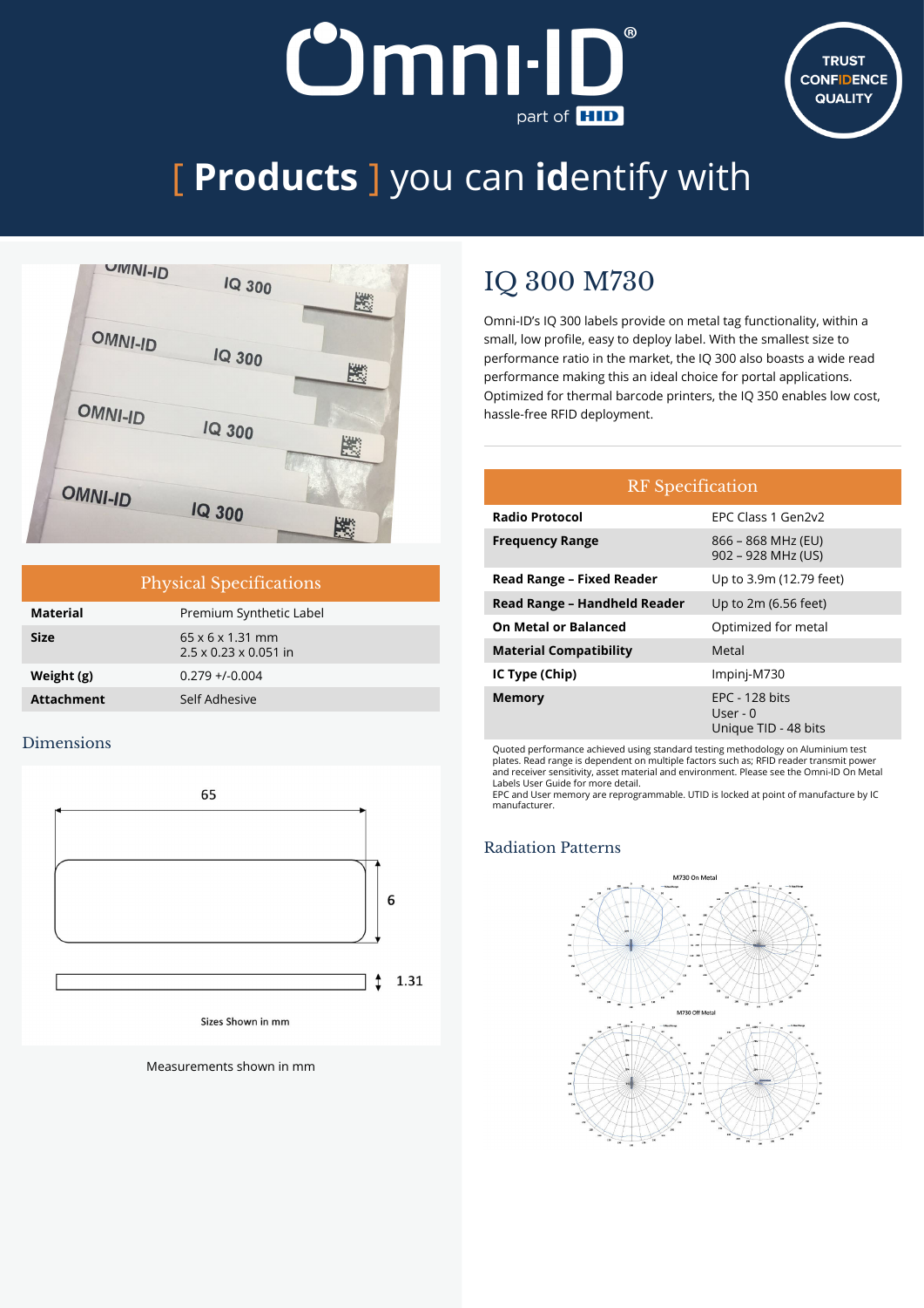# [ Products ] you can identify with

## IQ 300 M730

Omni-ID's IQ 300 labels provide on metal tag functionality, within a small, low profile, easy to deploy label. With the smallest size to performance ratio in the market, the IQ 300 also boasts a wide read performance making this an ideal choice for portal applications. Optimized for thermal barcode printers, the IQ 350 enables low cost, hassle-free RFID deployment.

### Physical Specifications

| | |
|---|---|
| **Material** | Premium Synthetic Label |
| **Size** | 65 x 6 x 1.31 mm<br>2.5 x 0.23 x 0.051 in |
| **Weight (g)** | 0.279 +/-0.004 |
| **Attachment** | Self Adhesive |

### Dimensions

65

6

1.31

Sizes Shown in mm

Measurements shown in mm

### RF Specification

| | |
|---|---|
| **Radio Protocol** | EPC Class 1 Gen2v2 |
| **Frequency Range** | 866 – 868 MHz (EU)<br>902 – 928 MHz (US) |
| **Read Range – Fixed Reader** | Up to 3.9m (12.79 feet) |
| **Read Range – Handheld Reader** | Up to 2m (6.56 feet) |
| **On Metal or Balanced** | Optimized for metal |
| **Material Compatibility** | Metal |
| **IC Type (Chip)** | Impinj-M730 |
| **Memory** | EPC - 128 bits<br>User - 0<br>Unique TID - 48 bits |

Quoted performance achieved using standard testing methodology on Aluminium test plates. Read range is dependent on multiple factors such as; RFID reader transmit power and receiver sensitivity, asset material and environment. Please see the Omni-ID On Metal Labels User Guide for more detail.
EPC and User memory are reprogrammable. UTID is locked at point of manufacture by IC manufacturer.

### Radiation Patterns

M730 On Metal

M730 Off Metal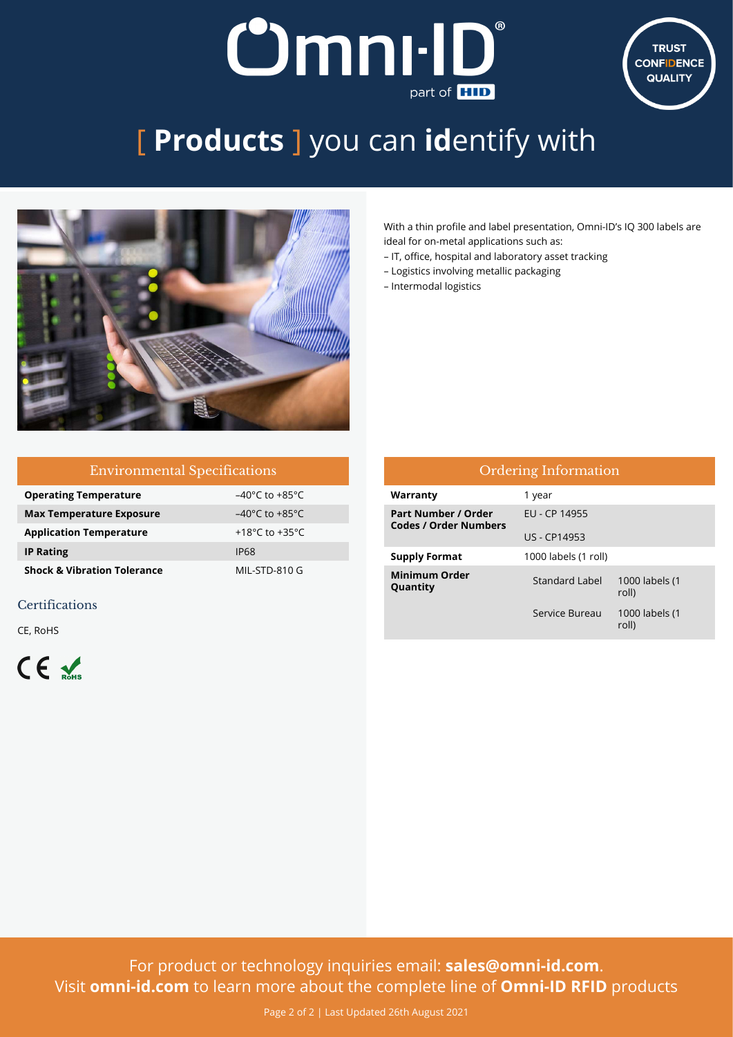# [ **Products** ] you can **id**entify with

With a thin profile and label presentation, Omni-ID's IQ 300 labels are ideal for on-metal applications such as:

– IT, office, hospital and laboratory asset tracking
– Logistics involving metallic packaging
– Intermodal logistics

## Environmental Specifications

| | |
|---|---|
| **Operating Temperature** | –40°C to +85°C |
| **Max Temperature Exposure** | –40°C to +85°C |
| **Application Temperature** | +18°C to +35°C |
| **IP Rating** | IP68 |
| **Shock & Vibration Tolerance** | MIL-STD-810 G |

## Certifications

CE, RoHS

## Ordering Information

| | | |
|---|---|---|
| **Warranty** | 1 year | |
| **Part Number / Order Codes / Order Numbers** | EU - CP 14955 | |
| | US - CP14953 | |
| **Supply Format** | 1000 labels (1 roll) | |
| **Minimum Order Quantity** | Standard Label | 1000 labels (1 roll) |
| | Service Bureau | 1000 labels (1 roll) |

For product or technology inquiries email: **sales@omni-id.com**.
Visit **omni-id.com** to learn more about the complete line of **Omni-ID RFID** products

Last Updated 26th August 2021